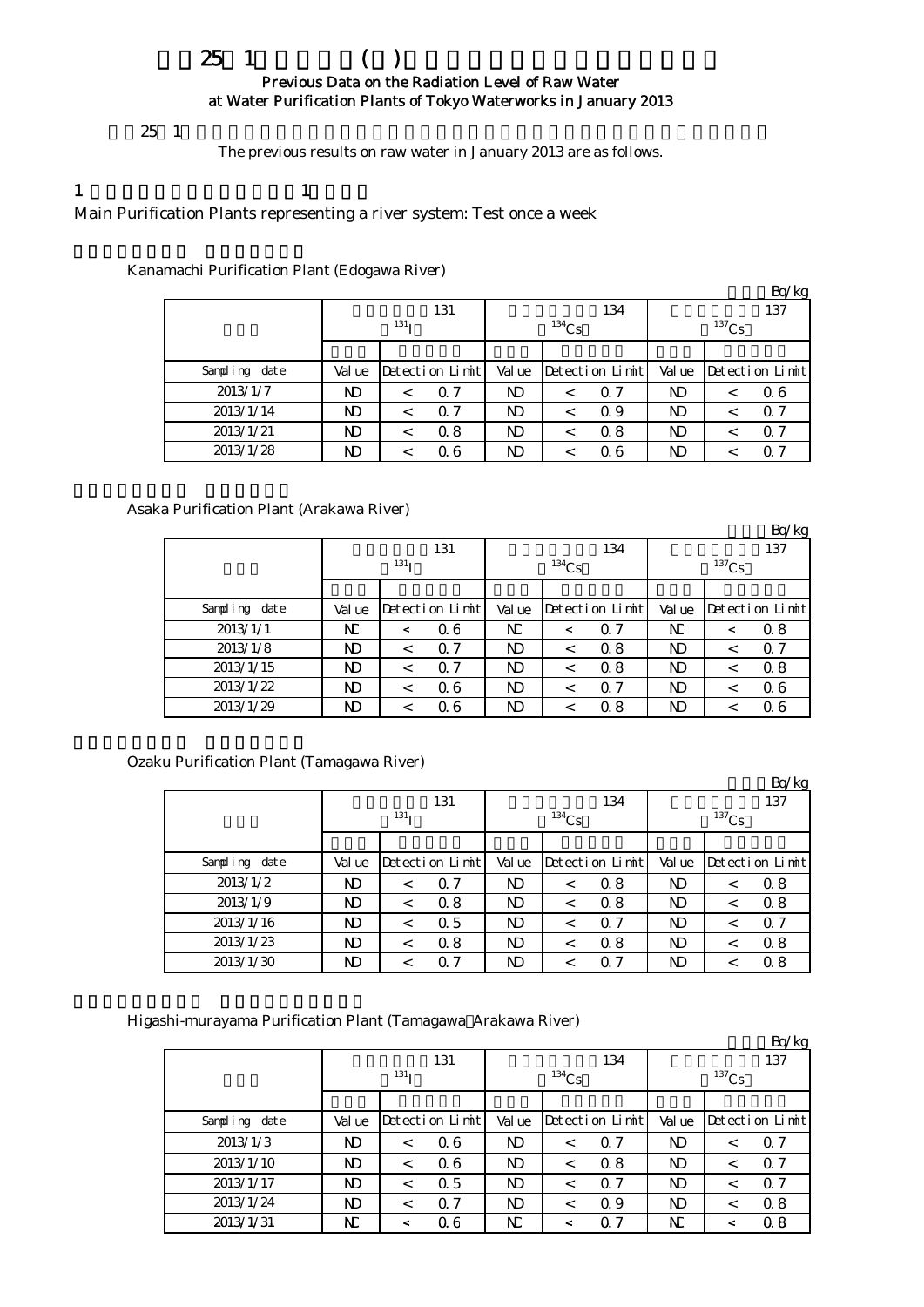# 平成25年1月の浄水所(場)の原水の放射能測定結果（過去の測定結果）

## Previous Data on the Radiation Level of Raw Water at Water Purification Plants of Tokyo Waterworks in January 2013

平成25年1月の原水の測定結果は以下のとおりです。

The previous results on raw water in January 2013 are as follows.

### 1 水系を代表する浄水所：1週間に1回測定

Main Purification Plants representing a river system: Test once a week

#### 金町浄水場（江戸川）

Kanamachi Purification Plant (Edogawa River)

単位：Bq/kg

| 採水日 | 放射性ヨウ素131 ($^{131}I$) | | 放射性セシウム134 ($^{134}Cs$) | | 放射性セシウム137 ($^{137}Cs$) | |
|---|---|---|---|---|---|---|
| | 測定値 | 検出限界値 | 測定値 | 検出限界値 | 測定値 | 検出限界値 |
| Sampling date | Value | Detection Limit | Value | Detection Limit | Value | Detection Limit |
| 2013/1/7 | ND | < 0.7 | ND | < 0.7 | ND | < 0.6 |
| 2013/1/14 | ND | < 0.7 | ND | < 0.9 | ND | < 0.7 |
| 2013/1/21 | ND | < 0.8 | ND | < 0.8 | ND | < 0.7 |
| 2013/1/28 | ND | < 0.6 | ND | < 0.6 | ND | < 0.7 |

#### 朝霞浄水場（荒川）

Asaka Purification Plant (Arakawa River)

単位：Bq/kg

| 採水日 | 放射性ヨウ素131 ($^{131}I$) | | 放射性セシウム134 ($^{134}Cs$) | | 放射性セシウム137 ($^{137}Cs$) | |
|---|---|---|---|---|---|---|
| | 測定値 | 検出限界値 | 測定値 | 検出限界値 | 測定値 | 検出限界値 |
| Sampling date | Value | Detection Limit | Value | Detection Limit | Value | Detection Limit |
| 2013/1/1 | NC | < 0.6 | NC | < 0.7 | NC | < 0.8 |
| 2013/1/8 | ND | < 0.7 | ND | < 0.8 | ND | < 0.7 |
| 2013/1/15 | ND | < 0.7 | ND | < 0.8 | ND | < 0.8 |
| 2013/1/22 | ND | < 0.6 | ND | < 0.7 | ND | < 0.6 |
| 2013/1/29 | ND | < 0.6 | ND | < 0.8 | ND | < 0.6 |

#### 小作浄水場（多摩川）

Ozaku Purification Plant (Tamagawa River)

単位：Bq/kg

| 採水日 | 放射性ヨウ素131 ($^{131}I$) | | 放射性セシウム134 ($^{134}Cs$) | | 放射性セシウム137 ($^{137}Cs$) | |
|---|---|---|---|---|---|---|
| | 測定値 | 検出限界値 | 測定値 | 検出限界値 | 測定値 | 検出限界値 |
| Sampling date | Value | Detection Limit | Value | Detection Limit | Value | Detection Limit |
| 2013/1/2 | ND | < 0.7 | ND | < 0.8 | ND | < 0.8 |
| 2013/1/9 | ND | < 0.8 | ND | < 0.8 | ND | < 0.8 |
| 2013/1/16 | ND | < 0.5 | ND | < 0.7 | ND | < 0.7 |
| 2013/1/23 | ND | < 0.8 | ND | < 0.8 | ND | < 0.8 |
| 2013/1/30 | ND | < 0.7 | ND | < 0.7 | ND | < 0.8 |

#### 東村山浄水場（多摩川・荒川）

Higashi-murayama Purification Plant (Tamagawa・Arakawa River)

単位：Bq/kg

| 採水日 | 放射性ヨウ素131 ($^{131}I$) | | 放射性セシウム134 ($^{134}Cs$) | | 放射性セシウム137 ($^{137}Cs$) | |
|---|---|---|---|---|---|---|
| | 測定値 | 検出限界値 | 測定値 | 検出限界値 | 測定値 | 検出限界値 |
| Sampling date | Value | Detection Limit | Value | Detection Limit | Value | Detection Limit |
| 2013/1/3 | ND | < 0.6 | ND | < 0.7 | ND | < 0.7 |
| 2013/1/10 | ND | < 0.6 | ND | < 0.8 | ND | < 0.7 |
| 2013/1/17 | ND | < 0.5 | ND | < 0.7 | ND | < 0.7 |
| 2013/1/24 | ND | < 0.7 | ND | < 0.9 | ND | < 0.8 |
| 2013/1/31 | NC | < 0.6 | NC | < 0.7 | NC | < 0.8 |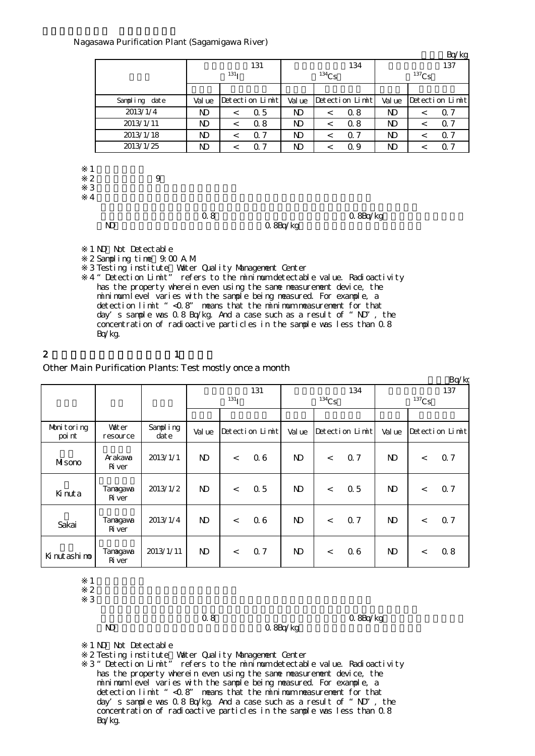Nagasawa Purification Plant (Sagamigawa River)

Bq/kg

| | 131 $^{131}$I | | | 134 $^{134}$Cs | | | 137 $^{137}$Cs | | |
|---|---|---|---|---|---|---|---|---|---|
| Sampling date | Value | Detection Limit | | Value | Detection Limit | | Value | Detection Limit | |
| 2013/1/4 | ND | < | 0.5 | ND | < | 0.8 | ND | < | 0.7 |
| 2013/1/11 | ND | < | 0.8 | ND | < | 0.8 | ND | < | 0.7 |
| 2013/1/18 | ND | < | 0.7 | ND | < | 0.7 | ND | < | 0.7 |
| 2013/1/25 | ND | < | 0.7 | ND | < | 0.9 | ND | < | 0.7 |

※1
※2 9
※3
※4
0.8 0.8Bq/kg
ND 0.8Bq/kg

※1 ND: Not Detectable
※2 Sampling time: 9:00 A.M.
※3 Testing institute: Water Quality Management Center
※4 "Detection Limit" refers to the minimum detectable value. Radioactivity has the property wherein even using the same measurement device, the minimum level varies with the sample being measured. For example, a detection limit "<0.8" means that the minimum measurement for that day's sample was 0.8 Bq/kg. And a case such as a result of "ND", the concentration of radioactive particles in the sample was less than 0.8 Bq/kg.

## 2 1

Other Main Purification Plants: Test mostly once a month

Bq/kg

| | | | 131 $^{131}$I | | | 134 $^{134}$Cs | | | 137 $^{137}$Cs | | |
|---|---|---|---|---|---|---|---|---|---|---|---|
| Monitoring point | Water resource | Sampling date | Value | Detection Limit | | Value | Detection Limit | | Value | Detection Limit | |
| Misono | Arakawa River | 2013/1/1 | ND | < | 0.6 | ND | < | 0.7 | ND | < | 0.7 |
| Kinuta | Tamagawa River | 2013/1/2 | ND | < | 0.5 | ND | < | 0.5 | ND | < | 0.7 |
| Sakai | Tamagawa River | 2013/1/4 | ND | < | 0.6 | ND | < | 0.7 | ND | < | 0.7 |
| Kinutashimo | Tamagawa River | 2013/1/11 | ND | < | 0.7 | ND | < | 0.6 | ND | < | 0.8 |

※1
※2
※3
0.8 0.8Bq/kg
ND 0.8Bq/kg

※1 ND: Not Detectable
※2 Testing institute: Water Quality Management Center
※3 "Detection Limit" refers to the minimum detectable value. Radioactivity has the property wherein even using the same measurement device, the minimum level varies with the sample being measured. For example, a detection limit "<0.8" means that the minimum measurement for that day's sample was 0.8 Bq/kg. And a case such as a result of "ND", the concentration of radioactive particles in the sample was less than 0.8 Bq/kg.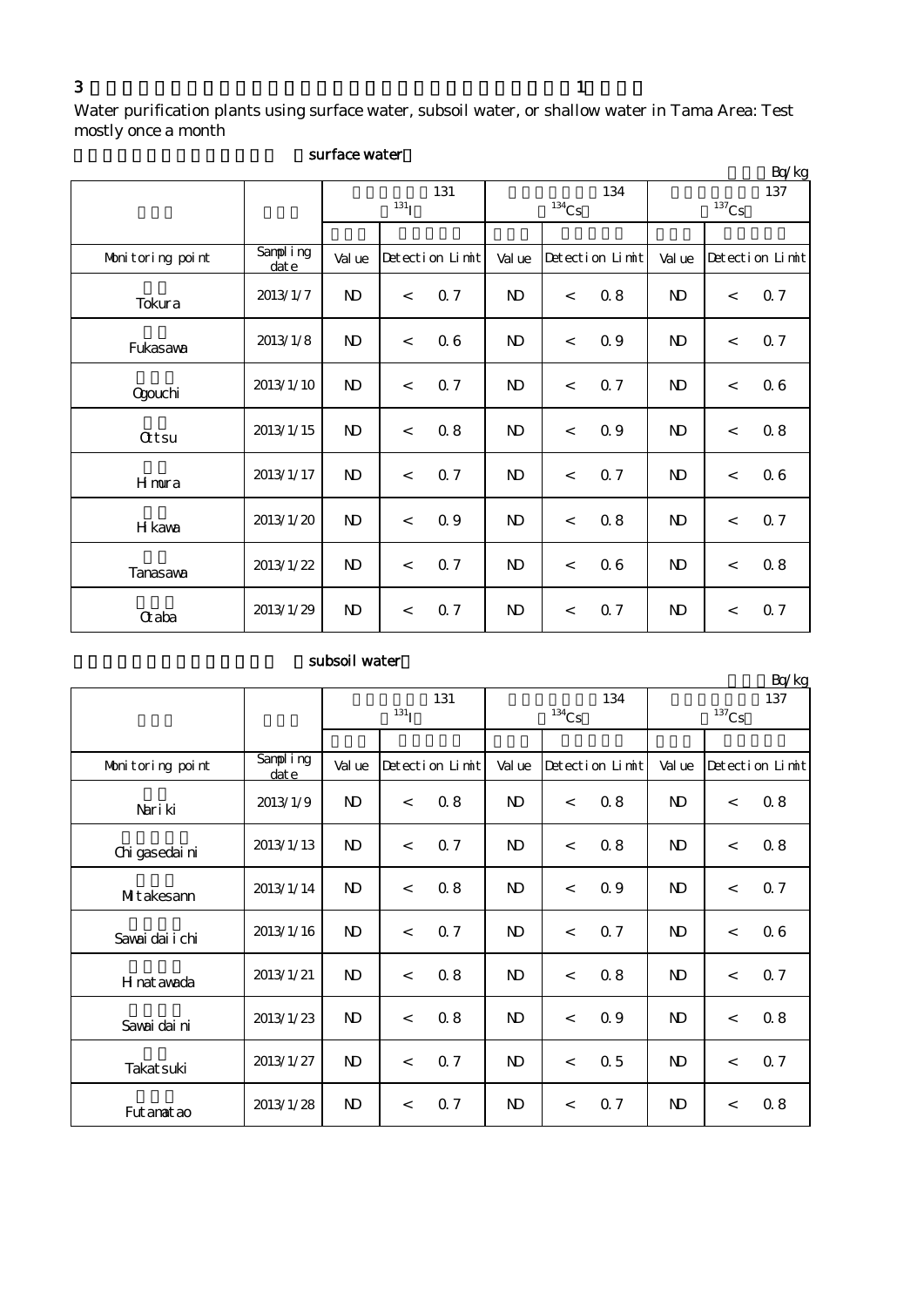3 1

Water purification plants using surface water, subsoil water, or shallow water in Tama Area: Test mostly once a month

surface water

Bq/kg

| | | 131 $^{131}$I | | | 134 $^{134}$Cs | | | 137 $^{137}$Cs | | |
|---|---|---|---|---|---|---|---|---|---|---|
| Monitoring point | Sampling date | Value | Detection Limit | | Value | Detection Limit | | Value | Detection Limit | |
| Tokura | 2013/1/7 | ND | < | 0.7 | ND | < | 0.8 | ND | < | 0.7 |
| Fukasawa | 2013/1/8 | ND | < | 0.6 | ND | < | 0.9 | ND | < | 0.7 |
| Ogouchi | 2013/1/10 | ND | < | 0.7 | ND | < | 0.7 | ND | < | 0.6 |
| Ottsu | 2013/1/15 | ND | < | 0.8 | ND | < | 0.9 | ND | < | 0.8 |
| Himura | 2013/1/17 | ND | < | 0.7 | ND | < | 0.7 | ND | < | 0.6 |
| Hikawa | 2013/1/20 | ND | < | 0.9 | ND | < | 0.8 | ND | < | 0.7 |
| Tanasawa | 2013/1/22 | ND | < | 0.7 | ND | < | 0.6 | ND | < | 0.8 |
| Otaba | 2013/1/29 | ND | < | 0.7 | ND | < | 0.7 | ND | < | 0.7 |

subsoil water

Bq/kg

| | | 131 $^{131}$I | | | 134 $^{134}$Cs | | | 137 $^{137}$Cs | | |
|---|---|---|---|---|---|---|---|---|---|---|
| Monitoring point | Sampling date | Value | Detection Limit | | Value | Detection Limit | | Value | Detection Limit | |
| Nariki | 2013/1/9 | ND | < | 0.8 | ND | < | 0.8 | ND | < | 0.8 |
| Chigasedaini | 2013/1/13 | ND | < | 0.7 | ND | < | 0.8 | ND | < | 0.8 |
| Mitakesann | 2013/1/14 | ND | < | 0.8 | ND | < | 0.9 | ND | < | 0.7 |
| Sawaidaiichi | 2013/1/16 | ND | < | 0.7 | ND | < | 0.7 | ND | < | 0.6 |
| Hinatawada | 2013/1/21 | ND | < | 0.8 | ND | < | 0.8 | ND | < | 0.7 |
| Sawaidaini | 2013/1/23 | ND | < | 0.8 | ND | < | 0.9 | ND | < | 0.8 |
| Takatsuki | 2013/1/27 | ND | < | 0.7 | ND | < | 0.5 | ND | < | 0.7 |
| Futanatao | 2013/1/28 | ND | < | 0.7 | ND | < | 0.7 | ND | < | 0.8 |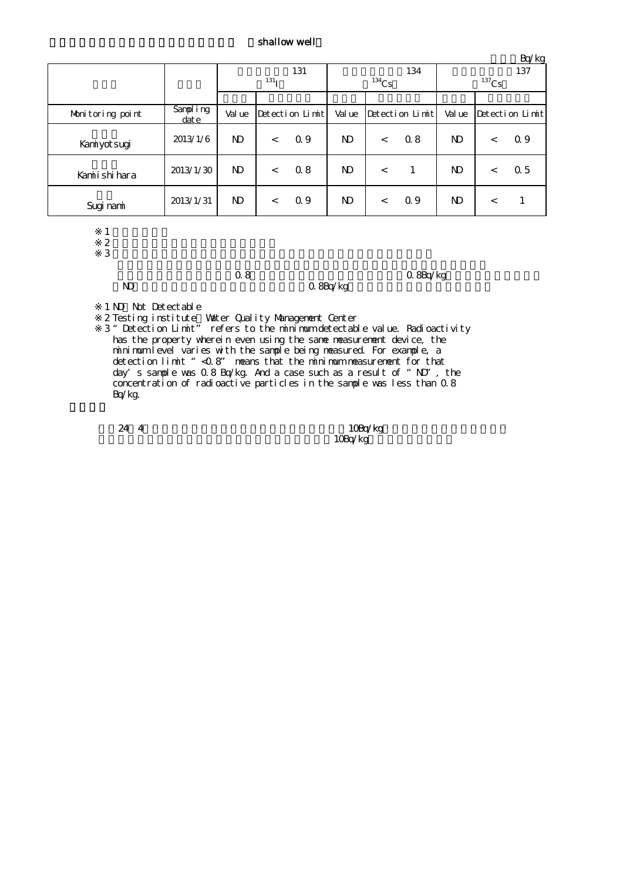shallow well

Bq/kg

| | | 131 $^{131}$I | | 134 $^{134}$Cs | | 137 $^{137}$Cs | |
|---|---|---|---|---|---|---|---|
| Monitoring point | Sampling date | Value | Detection Limit | Value | Detection Limit | Value | Detection Limit |
| Kamiyotsugi | 2013/1/6 | ND | < 0.9 | ND | < 0.8 | ND | < 0.9 |
| Kamiishihara | 2013/1/30 | ND | < 0.8 | ND | < 1 | ND | < 0.5 |
| Suginami | 2013/1/31 | ND | < 0.9 | ND | < 0.9 | ND | < 1 |

※1

※2

※3

0.8 0.8Bq/kg

ND 0.8Bq/kg

※1 ND Not Detectable

※2 Testing institute Water Quality Management Center

※3 "Detection Limit" refers to the minimum detectable value. Radioactivity has the property wherein even using the same measurement device, the minimum level varies with the sample being measured. For example, a detection limit "<0.8" means that the minimum measurement for that day's sample was 0.8 Bq/kg. And a case such as a result of "ND", the concentration of radioactive particles in the sample was less than 0.8 Bq/kg.

24 4 10Bq/kg

10Bq/kg